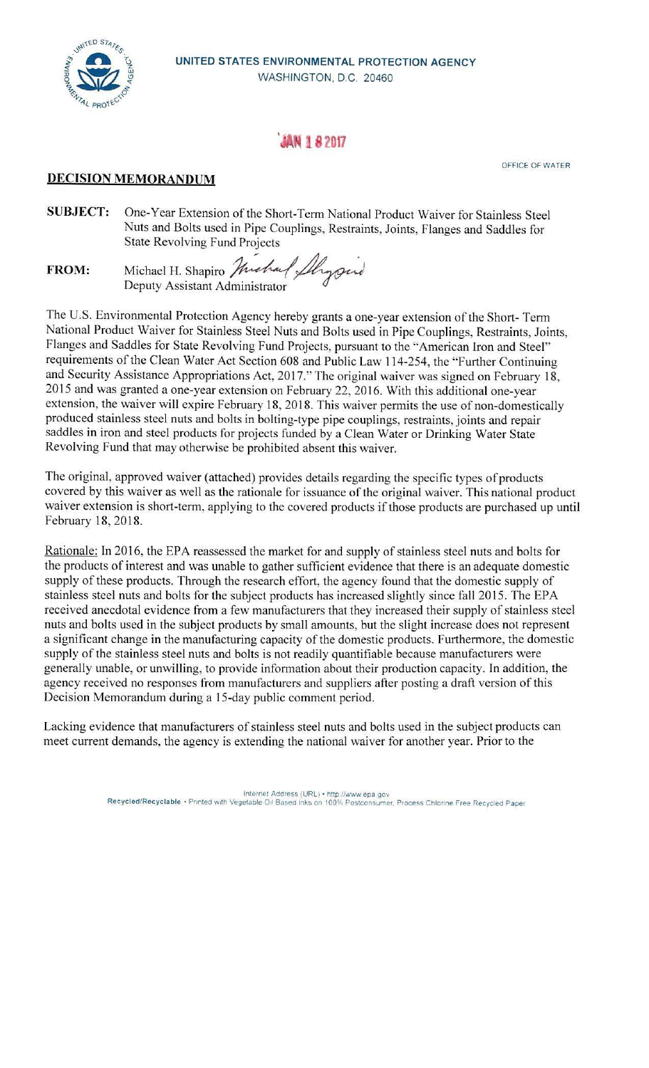UNITED STATES ENVIRONMENTAL PROTECTION AGENCY
WASHINGTON, D.C. 20460

JAN 18 2017

OFFICE OF WATER

**DECISION MEMORANDUM**

**SUBJECT:** One-Year Extension of the Short-Term National Product Waiver for Stainless Steel Nuts and Bolts used in Pipe Couplings, Restraints, Joints, Flanges and Saddles for State Revolving Fund Projects

**FROM:** Michael H. Shapiro
Deputy Assistant Administrator

The U.S. Environmental Protection Agency hereby grants a one-year extension of the Short- Term National Product Waiver for Stainless Steel Nuts and Bolts used in Pipe Couplings, Restraints, Joints, Flanges and Saddles for State Revolving Fund Projects, pursuant to the "American Iron and Steel" requirements of the Clean Water Act Section 608 and Public Law 114-254, the "Further Continuing and Security Assistance Appropriations Act, 2017." The original waiver was signed on February 18, 2015 and was granted a one-year extension on February 22, 2016. With this additional one-year extension, the waiver will expire February 18, 2018. This waiver permits the use of non-domestically produced stainless steel nuts and bolts in bolting-type pipe couplings, restraints, joints and repair saddles in iron and steel products for projects funded by a Clean Water or Drinking Water State Revolving Fund that may otherwise be prohibited absent this waiver.

The original, approved waiver (attached) provides details regarding the specific types of products covered by this waiver as well as the rationale for issuance of the original waiver. This national product waiver extension is short-term, applying to the covered products if those products are purchased up until February 18, 2018.

Rationale: In 2016, the EPA reassessed the market for and supply of stainless steel nuts and bolts for the products of interest and was unable to gather sufficient evidence that there is an adequate domestic supply of these products. Through the research effort, the agency found that the domestic supply of stainless steel nuts and bolts for the subject products has increased slightly since fall 2015. The EPA received anecdotal evidence from a few manufacturers that they increased their supply of stainless steel nuts and bolts used in the subject products by small amounts, but the slight increase does not represent a significant change in the manufacturing capacity of the domestic products. Furthermore, the domestic supply of the stainless steel nuts and bolts is not readily quantifiable because manufacturers were generally unable, or unwilling, to provide information about their production capacity. In addition, the agency received no responses from manufacturers and suppliers after posting a draft version of this Decision Memorandum during a 15-day public comment period.

Lacking evidence that manufacturers of stainless steel nuts and bolts used in the subject products can meet current demands, the agency is extending the national waiver for another year. Prior to the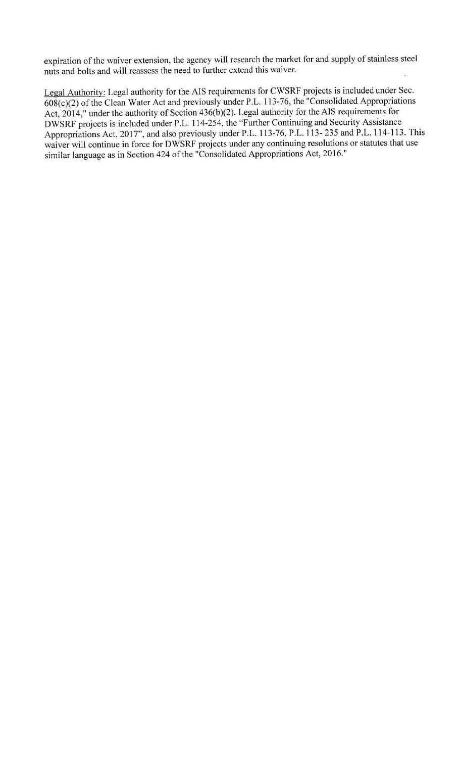expiration of the waiver extension, the agency will research the market for and supply of stainless steel nuts and bolts and will reassess the need to further extend this waiver.

Legal Authority: Legal authority for the AIS requirements for CWSRF projects is included under Sec. 608(c)(2) of the Clean Water Act and previously under P.L. 113-76, the "Consolidated Appropriations Act, 2014," under the authority of Section 436(b)(2). Legal authority for the AIS requirements for DWSRF projects is included under P.L. 114-254, the "Further Continuing and Security Assistance Appropriations Act, 2017", and also previously under P.L. 113-76, P.L. 113- 235 and P.L. 114-113. This waiver will continue in force for DWSRF projects under any continuing resolutions or statutes that use similar language as in Section 424 of the "Consolidated Appropriations Act, 2016."